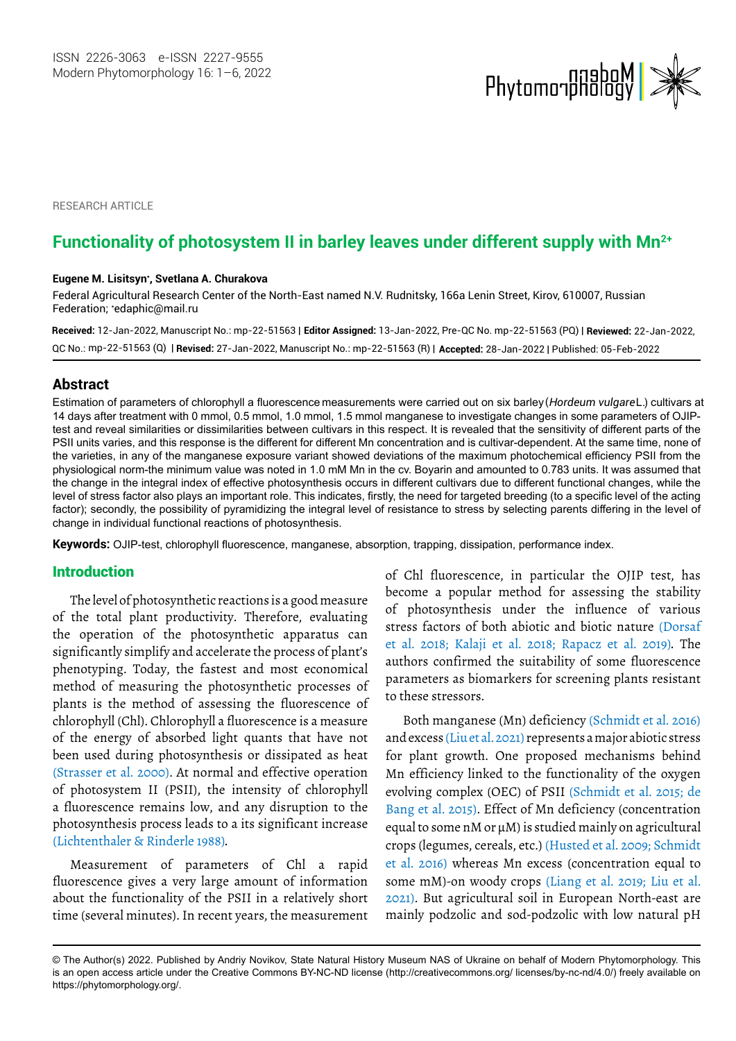RESEARCH ARTICLE

# Functionality of photosystem II in barley leaves under different supply with $Mn^{2+}$

**Eugene M. Lisitsyn*, Svetlana A. Churakova**

Federal Agricultural Research Center of the North-East named N.V. Rudnitsky, 166a Lenin Street, Kirov, 610007, Russian Federation; *edaphic@mail.ru

**Received:** 12-Jan-2022, Manuscript No.: mp-22-51563 | **Editor Assigned:** 13-Jan-2022, Pre-QC No. mp-22-51563 (PQ) | **Reviewed:** 22-Jan-2022, QC No.: mp-22-51563 (Q) | **Revised:** 27-Jan-2022, Manuscript No.: mp-22-51563 (R) | **Accepted:** 28-Jan-2022 | Published: 05-Feb-2022

## Abstract

Estimation of parameters of chlorophyll a fluorescence measurements were carried out on six barley (*Hordeum vulgare* L.) cultivars at 14 days after treatment with 0 mmol, 0.5 mmol, 1.0 mmol, 1.5 mmol manganese to investigate changes in some parameters of OJIP-test and reveal similarities or dissimilarities between cultivars in this respect. It is revealed that the sensitivity of different parts of the PSII units varies, and this response is the different for different Mn concentration and is cultivar-dependent. At the same time, none of the varieties, in any of the manganese exposure variant showed deviations of the maximum photochemical efficiency PSII from the physiological norm-the minimum value was noted in 1.0 mM Mn in the cv. Boyarin and amounted to 0.783 units. It was assumed that the change in the integral index of effective photosynthesis occurs in different cultivars due to different functional changes, while the level of stress factor also plays an important role. This indicates, firstly, the need for targeted breeding (to a specific level of the acting factor); secondly, the possibility of pyramidizing the integral level of resistance to stress by selecting parents differing in the level of change in individual functional reactions of photosynthesis.

**Keywords:** OJIP-test, chlorophyll fluorescence, manganese, absorption, trapping, dissipation, performance index.

## Introduction

The level of photosynthetic reactions is a good measure of the total plant productivity. Therefore, evaluating the operation of the photosynthetic apparatus can significantly simplify and accelerate the process of plant's phenotyping. Today, the fastest and most economical method of measuring the photosynthetic processes of plants is the method of assessing the fluorescence of chlorophyll (Chl). Chlorophyll a fluorescence is a measure of the energy of absorbed light quants that have not been used during photosynthesis or dissipated as heat (Strasser et al. 2000). At normal and effective operation of photosystem II (PSII), the intensity of chlorophyll a fluorescence remains low, and any disruption to the photosynthesis process leads to a its significant increase (Lichtenthaler & Rinderle 1988).

Measurement of parameters of Chl a rapid fluorescence gives a very large amount of information about the functionality of the PSII in a relatively short time (several minutes). In recent years, the measurement of Chl fluorescence, in particular the OJIP test, has become a popular method for assessing the stability of photosynthesis under the influence of various stress factors of both abiotic and biotic nature (Dorsaf et al. 2018; Kalaji et al. 2018; Rapacz et al. 2019). The authors confirmed the suitability of some fluorescence parameters as biomarkers for screening plants resistant to these stressors.

Both manganese (Mn) deficiency (Schmidt et al. 2016) and excess (Liu et al. 2021) represents a major abiotic stress for plant growth. One proposed mechanisms behind Mn efficiency linked to the functionality of the oxygen evolving complex (OEC) of PSII (Schmidt et al. 2015; de Bang et al. 2015). Effect of Mn deficiency (concentration equal to some nM or μM) is studied mainly on agricultural crops (legumes, cereals, etc.) (Husted et al. 2009; Schmidt et al. 2016) whereas Mn excess (concentration equal to some mM)-on woody crops (Liang et al. 2019; Liu et al. 2021). But agricultural soil in European North-east are mainly podzolic and sod-podzolic with low natural pH

© The Author(s) 2022. Published by Andriy Novikov, State Natural History Museum NAS of Ukraine on behalf of Modern Phytomorphology. This is an open access article under the Creative Commons BY-NC-ND license (http://creativecommons.org/ licenses/by-nc-nd/4.0/) freely available on https://phytomorphology.org/.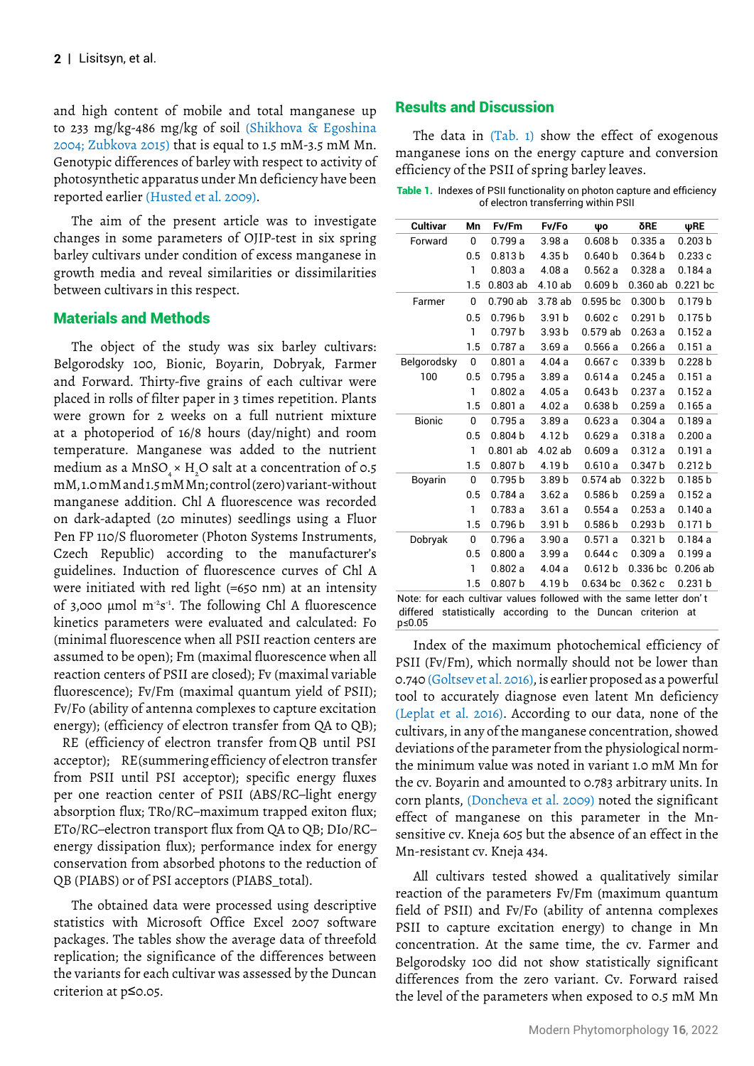and high content of mobile and total manganese up to 233 mg/kg-486 mg/kg of soil (Shikhova & Egoshina 2004; Zubkova 2015) that is equal to 1.5 mM-3.5 mM Mn. Genotypic differences of barley with respect to activity of photosynthetic apparatus under Mn deficiency have been reported earlier (Husted et al. 2009).

The aim of the present article was to investigate changes in some parameters of OJIP-test in six spring barley cultivars under condition of excess manganese in growth media and reveal similarities or dissimilarities between cultivars in this respect.

## Materials and Methods

The object of the study was six barley cultivars: Belgorodsky 100, Bionic, Boyarin, Dobryak, Farmer and Forward. Thirty-five grains of each cultivar were placed in rolls of filter paper in 3 times repetition. Plants were grown for 2 weeks on a full nutrient mixture at a photoperiod of 16/8 hours (day/night) and room temperature. Manganese was added to the nutrient medium as a $MnSO_4 \times H_2O$ salt at a concentration of 0.5 mM, 1.0 mM and 1.5 mM Mn; control (zero) variant-without manganese addition. Chl A fluorescence was recorded on dark-adapted (20 minutes) seedlings using a Fluor Pen FP 110/S fluorometer (Photon Systems Instruments, Czech Republic) according to the manufacturer's guidelines. Induction of fluorescence curves of Chl A were initiated with red light (=650 nm) at an intensity of 3,000 μmol $m^{-2}s^{-1}$. The following Chl A fluorescence kinetics parameters were evaluated and calculated: Fo (minimal fluorescence when all PSII reaction centers are assumed to be open); Fm (maximal fluorescence when all reaction centers of PSII are closed); Fv (maximal variable fluorescence); Fv/Fm (maximal quantum yield of PSII); Fv/Fo (ability of antenna complexes to capture excitation energy); (efficiency of electron transfer from QA to QB); RE (efficiency of electron transfer from QB until PSI acceptor); RE(summering efficiency of electron transfer from PSII until PSI acceptor); specific energy fluxes per one reaction center of PSII (ABS/RC–light energy absorption flux; TRo/RC–maximum trapped exiton flux; ETo/RC–electron transport flux from QA to QB; DIo/RC–energy dissipation flux); performance index for energy conservation from absorbed photons to the reduction of QB (PIABS) or of PSI acceptors (PIABS_total).

The obtained data were processed using descriptive statistics with Microsoft Office Excel 2007 software packages. The tables show the average data of threefold replication; the significance of the differences between the variants for each cultivar was assessed by the Duncan criterion at $p \leq 0.05$.

## Results and Discussion

The data in (Tab. 1) show the effect of exogenous manganese ions on the energy capture and conversion efficiency of the PSII of spring barley leaves.

**Table 1.** Indexes of PSII functionality on photon capture and efficiency of electron transferring within PSII

| Cultivar | Mn | Fv/Fm | Fv/Fo | φo | δRE | φRE |
|---|---|---|---|---|---|---|
| Forward | 0 | 0.799 a | 3.98 a | 0.608 b | 0.335 a | 0.203 b |
| | 0.5 | 0.813 b | 4.35 b | 0.640 b | 0.364 b | 0.233 c |
| | 1 | 0.803 a | 4.08 a | 0.562 a | 0.328 a | 0.184 a |
| | 1.5 | 0.803 ab | 4.10 ab | 0.609 b | 0.360 ab | 0.221 bc |
| Farmer | 0 | 0.790 ab | 3.78 ab | 0.595 bc | 0.300 b | 0.179 b |
| | 0.5 | 0.796 b | 3.91 b | 0.602 c | 0.291 b | 0.175 b |
| | 1 | 0.797 b | 3.93 b | 0.579 ab | 0.263 a | 0.152 a |
| | 1.5 | 0.787 a | 3.69 a | 0.566 a | 0.266 a | 0.151 a |
| Belgorodsky 100 | 0 | 0.801 a | 4.04 a | 0.667 c | 0.339 b | 0.228 b |
| | 0.5 | 0.795 a | 3.89 a | 0.614 a | 0.245 a | 0.151 a |
| | 1 | 0.802 a | 4.05 a | 0.643 b | 0.237 a | 0.152 a |
| | 1.5 | 0.801 a | 4.02 a | 0.638 b | 0.259 a | 0.165 a |
| Bionic | 0 | 0.795 a | 3.89 a | 0.623 a | 0.304 a | 0.189 a |
| | 0.5 | 0.804 b | 4.12 b | 0.629 a | 0.318 a | 0.200 a |
| | 1 | 0.801 ab | 4.02 ab | 0.609 a | 0.312 a | 0.191 a |
| | 1.5 | 0.807 b | 4.19 b | 0.610 a | 0.347 b | 0.212 b |
| Boyarin | 0 | 0.795 b | 3.89 b | 0.574 ab | 0.322 b | 0.185 b |
| | 0.5 | 0.784 a | 3.62 a | 0.586 b | 0.259 a | 0.152 a |
| | 1 | 0.783 a | 3.61 a | 0.554 a | 0.253 a | 0.140 a |
| | 1.5 | 0.796 b | 3.91 b | 0.586 b | 0.293 b | 0.171 b |
| Dobryak | 0 | 0.796 a | 3.90 a | 0.571 a | 0.321 b | 0.184 a |
| | 0.5 | 0.800 a | 3.99 a | 0.644 c | 0.309 a | 0.199 a |
| | 1 | 0.802 a | 4.04 a | 0.612 b | 0.336 bc | 0.206 ab |
| | 1.5 | 0.807 b | 4.19 b | 0.634 bc | 0.362 c | 0.231 b |

Note: for each cultivar values followed with the same letter don't differed statistically according to the Duncan criterion at $p \leq 0.05$

Index of the maximum photochemical efficiency of PSII (Fv/Fm), which normally should not be lower than 0.740 (Goltsev et al. 2016), is earlier proposed as a powerful tool to accurately diagnose even latent Mn deficiency (Leplat et al. 2016). According to our data, none of the cultivars, in any of the manganese concentration, showed deviations of the parameter from the physiological norm-the minimum value was noted in variant 1.0 mM Mn for the cv. Boyarin and amounted to 0.783 arbitrary units. In corn plants, (Doncheva et al. 2009) noted the significant effect of manganese on this parameter in the Mn-sensitive cv. Kneja 605 but the absence of an effect in the Mn-resistant cv. Kneja 434.

All cultivars tested showed a qualitatively similar reaction of the parameters Fv/Fm (maximum quantum field of PSII) and Fv/Fo (ability of antenna complexes PSII to capture excitation energy) to change in Mn concentration. At the same time, the cv. Farmer and Belgorodsky 100 did not show statistically significant differences from the zero variant. Cv. Forward raised the level of the parameters when exposed to 0.5 mM Mn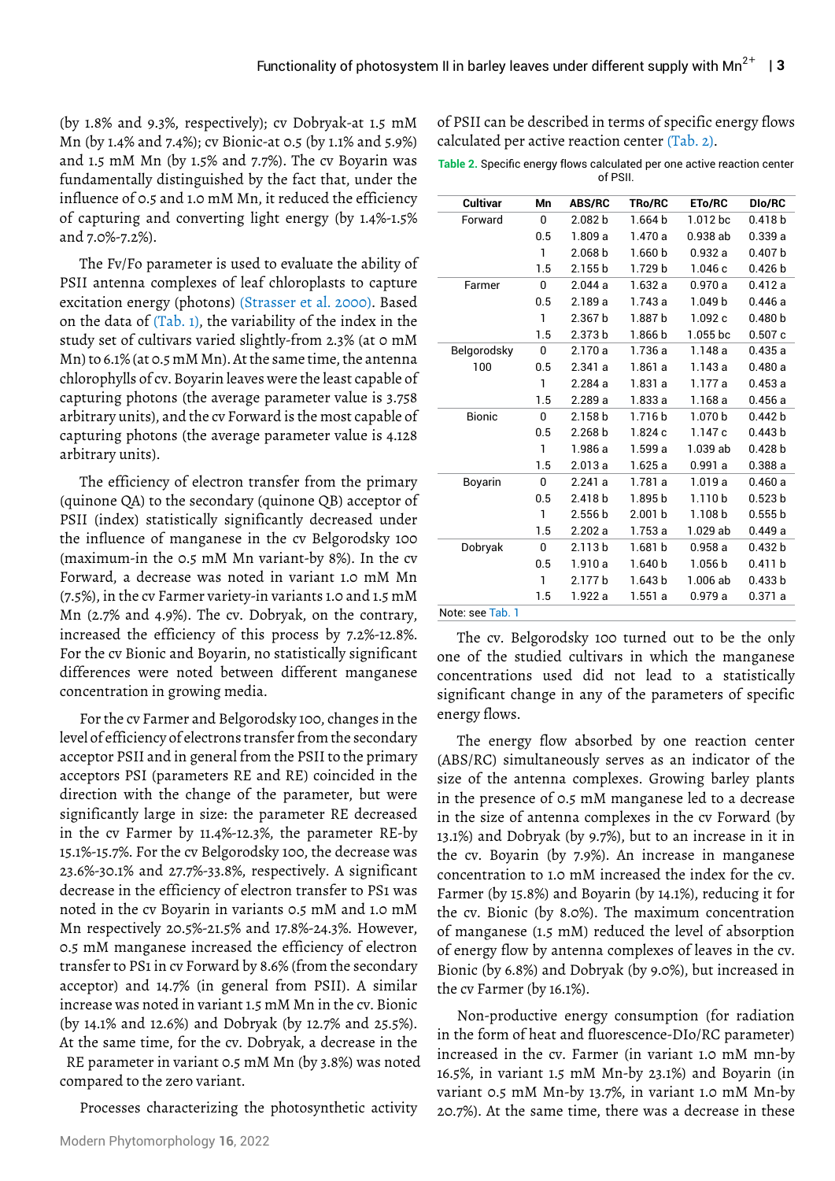(by 1.8% and 9.3%, respectively); cv Dobryak-at 1.5 mM Mn (by 1.4% and 7.4%); cv Bionic-at 0.5 (by 1.1% and 5.9%) and 1.5 mM Mn (by 1.5% and 7.7%). The cv Boyarin was fundamentally distinguished by the fact that, under the influence of 0.5 and 1.0 mM Mn, it reduced the efficiency of capturing and converting light energy (by 1.4%-1.5% and 7.0%-7.2%).

The Fv/Fo parameter is used to evaluate the ability of PSII antenna complexes of leaf chloroplasts to capture excitation energy (photons) (Strasser et al. 2000). Based on the data of (Tab. 1), the variability of the index in the study set of cultivars varied slightly-from 2.3% (at 0 mM Mn) to 6.1% (at 0.5 mM Mn). At the same time, the antenna chlorophylls of cv. Boyarin leaves were the least capable of capturing photons (the average parameter value is 3.758 arbitrary units), and the cv Forward is the most capable of capturing photons (the average parameter value is 4.128 arbitrary units).

The efficiency of electron transfer from the primary (quinone QA) to the secondary (quinone QB) acceptor of PSII (index) statistically significantly decreased under the influence of manganese in the cv Belgorodsky 100 (maximum-in the 0.5 mM Mn variant-by 8%). In the cv Forward, a decrease was noted in variant 1.0 mM Mn (7.5%), in the cv Farmer variety-in variants 1.0 and 1.5 mM Mn (2.7% and 4.9%). The cv. Dobryak, on the contrary, increased the efficiency of this process by 7.2%-12.8%. For the cv Bionic and Boyarin, no statistically significant differences were noted between different manganese concentration in growing media.

For the cv Farmer and Belgorodsky 100, changes in the level of efficiency of electrons transfer from the secondary acceptor PSII and in general from the PSII to the primary acceptors PSI (parameters RE and RE) coincided in the direction with the change of the parameter, but were significantly large in size: the parameter RE decreased in the cv Farmer by 11.4%-12.3%, the parameter RE-by 15.1%-15.7%. For the cv Belgorodsky 100, the decrease was 23.6%-30.1% and 27.7%-33.8%, respectively. A significant decrease in the efficiency of electron transfer to PS1 was noted in the cv Boyarin in variants 0.5 mM and 1.0 mM Mn respectively 20.5%-21.5% and 17.8%-24.3%. However, 0.5 mM manganese increased the efficiency of electron transfer to PS1 in cv Forward by 8.6% (from the secondary acceptor) and 14.7% (in general from PSII). A similar increase was noted in variant 1.5 mM Mn in the cv. Bionic (by 14.1% and 12.6%) and Dobryak (by 12.7% and 25.5%). At the same time, for the cv. Dobryak, a decrease in the RE parameter in variant 0.5 mM Mn (by 3.8%) was noted compared to the zero variant.

Processes characterizing the photosynthetic activity of PSII can be described in terms of specific energy flows calculated per active reaction center (Tab. 2).

**Table 2.** Specific energy flows calculated per one active reaction center of PSII.

| Cultivar | Mn | ABS/RC | TRo/RC | ETo/RC | DIo/RC |
|---|---|---|---|---|---|
| Forward | 0 | 2.082 b | 1.664 b | 1.012 bc | 0.418 b |
| | 0.5 | 1.809 a | 1.470 a | 0.938 ab | 0.339 a |
| | 1 | 2.068 b | 1.660 b | 0.932 a | 0.407 b |
| | 1.5 | 2.155 b | 1.729 b | 1.046 c | 0.426 b |
| Farmer | 0 | 2.044 a | 1.632 a | 0.970 a | 0.412 a |
| | 0.5 | 2.189 a | 1.743 a | 1.049 b | 0.446 a |
| | 1 | 2.367 b | 1.887 b | 1.092 c | 0.480 b |
| | 1.5 | 2.373 b | 1.866 b | 1.055 bc | 0.507 c |
| Belgorodsky 100 | 0 | 2.170 a | 1.736 a | 1.148 a | 0.435 a |
| | 0.5 | 2.341 a | 1.861 a | 1.143 a | 0.480 a |
| | 1 | 2.284 a | 1.831 a | 1.177 a | 0.453 a |
| | 1.5 | 2.289 a | 1.833 a | 1.168 a | 0.456 a |
| Bionic | 0 | 2.158 b | 1.716 b | 1.070 b | 0.442 b |
| | 0.5 | 2.268 b | 1.824 c | 1.147 c | 0.443 b |
| | 1 | 1.986 a | 1.599 a | 1.039 ab | 0.428 b |
| | 1.5 | 2.013 a | 1.625 a | 0.991 a | 0.388 a |
| Boyarin | 0 | 2.241 a | 1.781 a | 1.019 a | 0.460 a |
| | 0.5 | 2.418 b | 1.895 b | 1.110 b | 0.523 b |
| | 1 | 2.556 b | 2.001 b | 1.108 b | 0.555 b |
| | 1.5 | 2.202 a | 1.753 a | 1.029 ab | 0.449 a |
| Dobryak | 0 | 2.113 b | 1.681 b | 0.958 a | 0.432 b |
| | 0.5 | 1.910 a | 1.640 b | 1.056 b | 0.411 b |
| | 1 | 2.177 b | 1.643 b | 1.006 ab | 0.433 b |
| | 1.5 | 1.922 a | 1.551 a | 0.979 a | 0.371 a |

Note: see Tab. 1

The cv. Belgorodsky 100 turned out to be the only one of the studied cultivars in which the manganese concentrations used did not lead to a statistically significant change in any of the parameters of specific energy flows.

The energy flow absorbed by one reaction center (ABS/RC) simultaneously serves as an indicator of the size of the antenna complexes. Growing barley plants in the presence of 0.5 mM manganese led to a decrease in the size of antenna complexes in the cv Forward (by 13.1%) and Dobryak (by 9.7%), but to an increase in it in the cv. Boyarin (by 7.9%). An increase in manganese concentration to 1.0 mM increased the index for the cv. Farmer (by 15.8%) and Boyarin (by 14.1%), reducing it for the cv. Bionic (by 8.0%). The maximum concentration of manganese (1.5 mM) reduced the level of absorption of energy flow by antenna complexes of leaves in the cv. Bionic (by 6.8%) and Dobryak (by 9.0%), but increased in the cv Farmer (by 16.1%).

Non-productive energy consumption (for radiation in the form of heat and fluorescence-DIo/RC parameter) increased in the cv. Farmer (in variant 1.0 mM mn-by 16.5%, in variant 1.5 mM Mn-by 23.1%) and Boyarin (in variant 0.5 mM Mn-by 13.7%, in variant 1.0 mM Mn-by 20.7%). At the same time, there was a decrease in these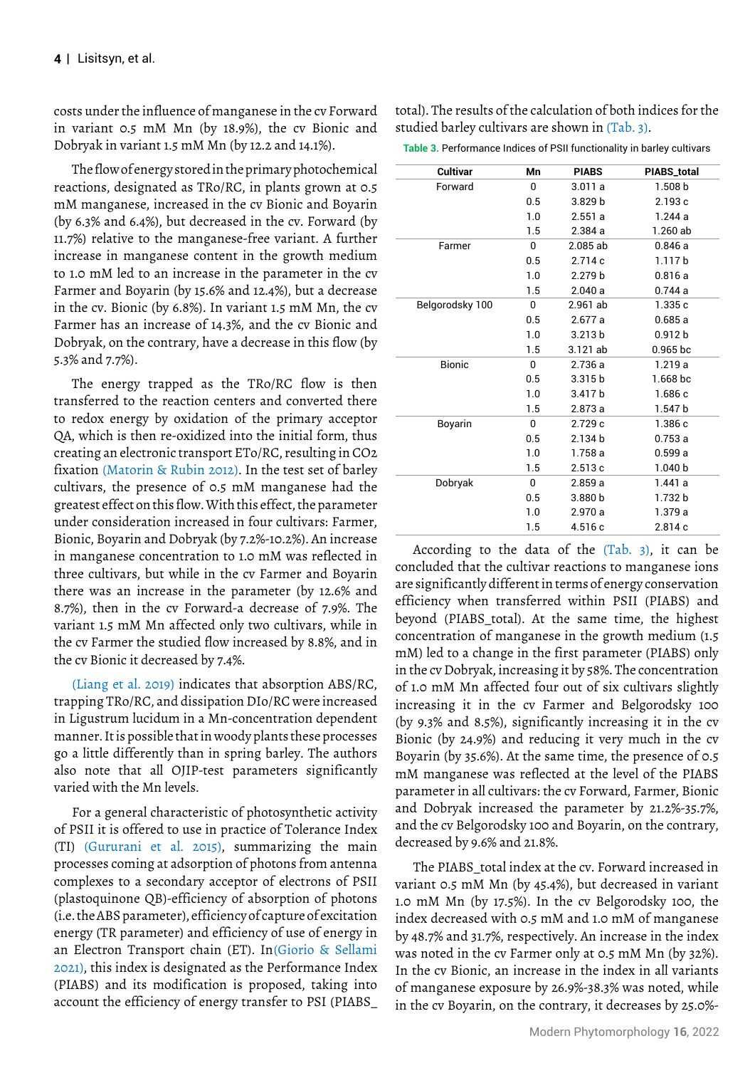costs under the influence of manganese in the cv Forward in variant 0.5 mM Mn (by 18.9%), the cv Bionic and Dobryak in variant 1.5 mM Mn (by 12.2 and 14.1%).

The flow of energy stored in the primary photochemical reactions, designated as TRo/RC, in plants grown at 0.5 mM manganese, increased in the cv Bionic and Boyarin (by 6.3% and 6.4%), but decreased in the cv. Forward (by 11.7%) relative to the manganese-free variant. A further increase in manganese content in the growth medium to 1.0 mM led to an increase in the parameter in the cv Farmer and Boyarin (by 15.6% and 12.4%), but a decrease in the cv. Bionic (by 6.8%). In variant 1.5 mM Mn, the cv Farmer has an increase of 14.3%, and the cv Bionic and Dobryak, on the contrary, have a decrease in this flow (by 5.3% and 7.7%).

The energy trapped as the TRo/RC flow is then transferred to the reaction centers and converted there to redox energy by oxidation of the primary acceptor QA, which is then re-oxidized into the initial form, thus creating an electronic transport ETo/RC, resulting in $CO_2$ fixation (Matorin & Rubin 2012). In the test set of barley cultivars, the presence of 0.5 mM manganese had the greatest effect on this flow. With this effect, the parameter under consideration increased in four cultivars: Farmer, Bionic, Boyarin and Dobryak (by 7.2%-10.2%). An increase in manganese concentration to 1.0 mM was reflected in three cultivars, but while in the cv Farmer and Boyarin there was an increase in the parameter (by 12.6% and 8.7%), then in the cv Forward-a decrease of 7.9%. The variant 1.5 mM Mn affected only two cultivars, while in the cv Farmer the studied flow increased by 8.8%, and in the cv Bionic it decreased by 7.4%.

(Liang et al. 2019) indicates that absorption ABS/RC, trapping TRo/RC, and dissipation DIo/RC were increased in Ligustrum lucidum in a Mn-concentration dependent manner. It is possible that in woody plants these processes go a little differently than in spring barley. The authors also note that all OJIP-test parameters significantly varied with the Mn levels.

For a general characteristic of photosynthetic activity of PSII it is offered to use in practice of Tolerance Index (TI) (Gururani et al. 2015), summarizing the main processes coming at adsorption of photons from antenna complexes to a secondary acceptor of electrons of PSII (plastoquinone QB)-efficiency of absorption of photons (i.e. the ABS parameter), efficiency of capture of excitation energy (TR parameter) and efficiency of use of energy in an Electron Transport chain (ET). In(Giorio & Sellami 2021), this index is designated as the Performance Index (PIABS) and its modification is proposed, taking into account the efficiency of energy transfer to PSI (PIABS_total). The results of the calculation of both indices for the studied barley cultivars are shown in (Tab. 3).

**Table 3.** Performance Indices of PSII functionality in barley cultivars

| Cultivar | Mn | PIABS | PIABS_total |
|---|---|---|---|
| Forward | 0 | 3.011 a | 1.508 b |
| | 0.5 | 3.829 b | 2.193 c |
| | 1.0 | 2.551 a | 1.244 a |
| | 1.5 | 2.384 a | 1.260 ab |
| Farmer | 0 | 2.085 ab | 0.846 a |
| | 0.5 | 2.714 c | 1.117 b |
| | 1.0 | 2.279 b | 0.816 a |
| | 1.5 | 2.040 a | 0.744 a |
| Belgorodsky 100 | 0 | 2.961 ab | 1.335 c |
| | 0.5 | 2.677 a | 0.685 a |
| | 1.0 | 3.213 b | 0.912 b |
| | 1.5 | 3.121 ab | 0.965 bc |
| Bionic | 0 | 2.736 a | 1.219 a |
| | 0.5 | 3.315 b | 1.668 bc |
| | 1.0 | 3.417 b | 1.686 c |
| | 1.5 | 2.873 a | 1.547 b |
| Boyarin | 0 | 2.729 c | 1.386 c |
| | 0.5 | 2.134 b | 0.753 a |
| | 1.0 | 1.758 a | 0.599 a |
| | 1.5 | 2.513 c | 1.040 b |
| Dobryak | 0 | 2.859 a | 1.441 a |
| | 0.5 | 3.880 b | 1.732 b |
| | 1.0 | 2.970 a | 1.379 a |
| | 1.5 | 4.516 c | 2.814 c |

According to the data of the (Tab. 3), it can be concluded that the cultivar reactions to manganese ions are significantly different in terms of energy conservation efficiency when transferred within PSII (PIABS) and beyond (PIABS_total). At the same time, the highest concentration of manganese in the growth medium (1.5 mM) led to a change in the first parameter (PIABS) only in the cv Dobryak, increasing it by 58%. The concentration of 1.0 mM Mn affected four out of six cultivars slightly increasing it in the cv Farmer and Belgorodsky 100 (by 9.3% and 8.5%), significantly increasing it in the cv Bionic (by 24.9%) and reducing it very much in the cv Boyarin (by 35.6%). At the same time, the presence of 0.5 mM manganese was reflected at the level of the PIABS parameter in all cultivars: the cv Forward, Farmer, Bionic and Dobryak increased the parameter by 21.2%-35.7%, and the cv Belgorodsky 100 and Boyarin, on the contrary, decreased by 9.6% and 21.8%.

The PIABS_total index at the cv. Forward increased in variant 0.5 mM Mn (by 45.4%), but decreased in variant 1.0 mM Mn (by 17.5%). In the cv Belgorodsky 100, the index decreased with 0.5 mM and 1.0 mM of manganese by 48.7% and 31.7%, respectively. An increase in the index was noted in the cv Farmer only at 0.5 mM Mn (by 32%). In the cv Bionic, an increase in the index in all variants of manganese exposure by 26.9%-38.3% was noted, while in the cv Boyarin, on the contrary, it decreases by 25.0%-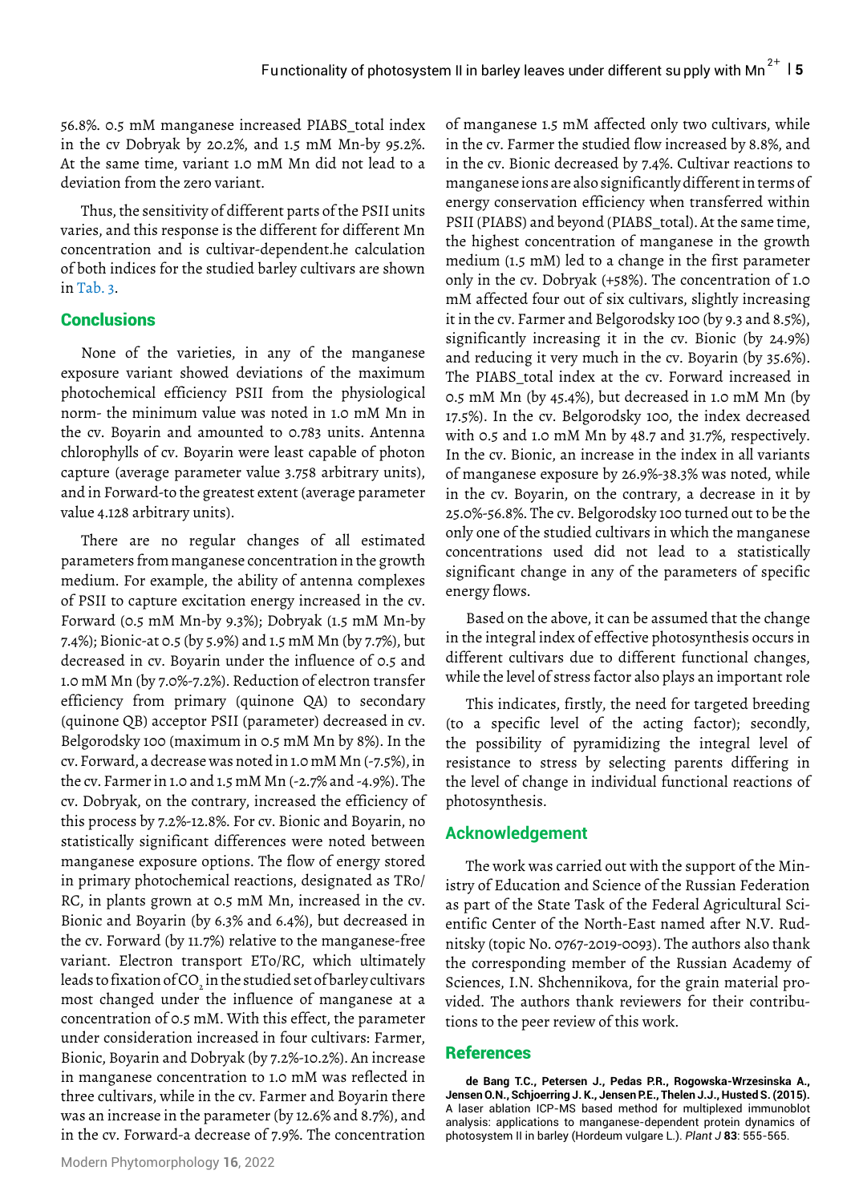56.8%. 0.5 mM manganese increased PIABS_total index in the cv Dobryak by 20.2%, and 1.5 mM Mn-by 95.2%. At the same time, variant 1.0 mM Mn did not lead to a deviation from the zero variant.

Thus, the sensitivity of different parts of the PSII units varies, and this response is the different for different Mn concentration and is cultivar-dependent.he calculation of both indices for the studied barley cultivars are shown in Tab. 3.

## Conclusions

None of the varieties, in any of the manganese exposure variant showed deviations of the maximum photochemical efficiency PSII from the physiological norm- the minimum value was noted in 1.0 mM Mn in the cv. Boyarin and amounted to 0.783 units. Antenna chlorophylls of cv. Boyarin were least capable of photon capture (average parameter value 3.758 arbitrary units), and in Forward-to the greatest extent (average parameter value 4.128 arbitrary units).

There are no regular changes of all estimated parameters from manganese concentration in the growth medium. For example, the ability of antenna complexes of PSII to capture excitation energy increased in the cv. Forward (0.5 mM Mn-by 9.3%); Dobryak (1.5 mM Mn-by 7.4%); Bionic-at 0.5 (by 5.9%) and 1.5 mM Mn (by 7.7%), but decreased in cv. Boyarin under the influence of 0.5 and 1.0 mM Mn (by 7.0%-7.2%). Reduction of electron transfer efficiency from primary (quinone QA) to secondary (quinone QB) acceptor PSII (parameter) decreased in cv. Belgorodsky 100 (maximum in 0.5 mM Mn by 8%). In the cv. Forward, a decrease was noted in 1.0 mM Mn (-7.5%), in the cv. Farmer in 1.0 and 1.5 mM Mn (-2.7% and -4.9%). The cv. Dobryak, on the contrary, increased the efficiency of this process by 7.2%-12.8%. For cv. Bionic and Boyarin, no statistically significant differences were noted between manganese exposure options. The flow of energy stored in primary photochemical reactions, designated as TRo/RC, in plants grown at 0.5 mM Mn, increased in the cv. Bionic and Boyarin (by 6.3% and 6.4%), but decreased in the cv. Forward (by 11.7%) relative to the manganese-free variant. Electron transport ETo/RC, which ultimately leads to fixation of $CO_2$ in the studied set of barley cultivars most changed under the influence of manganese at a concentration of 0.5 mM. With this effect, the parameter under consideration increased in four cultivars: Farmer, Bionic, Boyarin and Dobryak (by 7.2%-10.2%). An increase in manganese concentration to 1.0 mM was reflected in three cultivars, while in the cv. Farmer and Boyarin there was an increase in the parameter (by 12.6% and 8.7%), and in the cv. Forward-a decrease of 7.9%. The concentration of manganese 1.5 mM affected only two cultivars, while in the cv. Farmer the studied flow increased by 8.8%, and in the cv. Bionic decreased by 7.4%. Cultivar reactions to manganese ions are also significantly different in terms of energy conservation efficiency when transferred within PSII (PIABS) and beyond (PIABS_total). At the same time, the highest concentration of manganese in the growth medium (1.5 mM) led to a change in the first parameter only in the cv. Dobryak (+58%). The concentration of 1.0 mM affected four out of six cultivars, slightly increasing it in the cv. Farmer and Belgorodsky 100 (by 9.3 and 8.5%), significantly increasing it in the cv. Bionic (by 24.9%) and reducing it very much in the cv. Boyarin (by 35.6%). The PIABS_total index at the cv. Forward increased in 0.5 mM Mn (by 45.4%), but decreased in 1.0 mM Mn (by 17.5%). In the cv. Belgorodsky 100, the index decreased with 0.5 and 1.0 mM Mn by 48.7 and 31.7%, respectively. In the cv. Bionic, an increase in the index in all variants of manganese exposure by 26.9%-38.3% was noted, while in the cv. Boyarin, on the contrary, a decrease in it by 25.0%-56.8%. The cv. Belgorodsky 100 turned out to be the only one of the studied cultivars in which the manganese concentrations used did not lead to a statistically significant change in any of the parameters of specific energy flows.

Based on the above, it can be assumed that the change in the integral index of effective photosynthesis occurs in different cultivars due to different functional changes, while the level of stress factor also plays an important role

This indicates, firstly, the need for targeted breeding (to a specific level of the acting factor); secondly, the possibility of pyramidizing the integral level of resistance to stress by selecting parents differing in the level of change in individual functional reactions of photosynthesis.

## Acknowledgement

The work was carried out with the support of the Ministry of Education and Science of the Russian Federation as part of the State Task of the Federal Agricultural Scientific Center of the North-East named after N.V. Rudnitsky (topic No. 0767-2019-0093). The authors also thank the corresponding member of the Russian Academy of Sciences, I.N. Shchennikova, for the grain material provided. The authors thank reviewers for their contributions to the peer review of this work.

## References

**de Bang T.C., Petersen J., Pedas P.R., Rogowska-Wrzesinska A., Jensen O.N., Schjoerring J. K., Jensen P.E., Thelen J.J., Husted S. (2015).** A laser ablation ICP-MS based method for multiplexed immunoblot analysis: applications to manganese-dependent protein dynamics of photosystem II in barley (Hordeum vulgare L.). *Plant J* **83**: 555-565.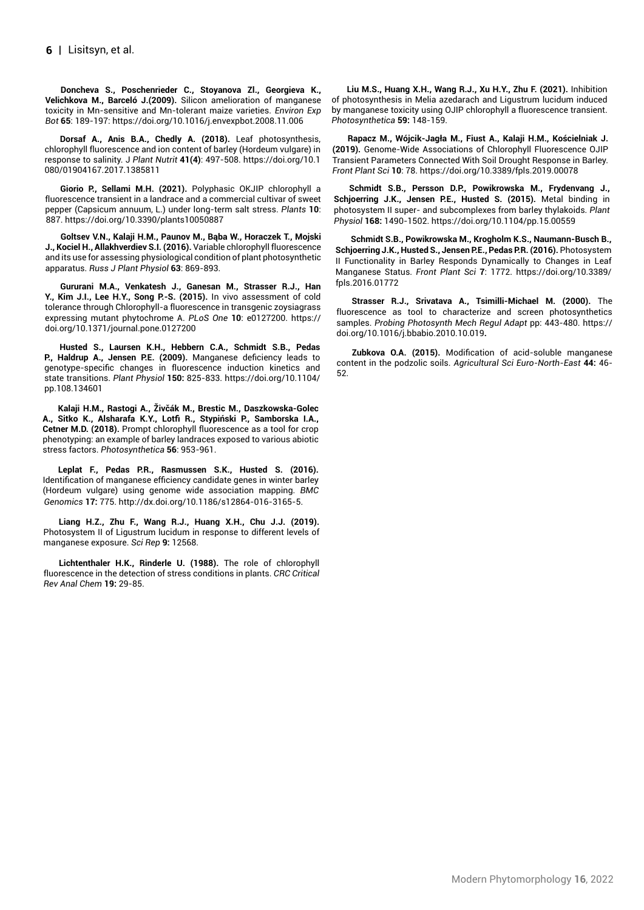**Doncheva S., Poschenrieder C., Stoyanova Zl., Georgieva K., Velichkova M., Barceló J.(2009).** Silicon amelioration of manganese toxicity in Mn-sensitive and Mn-tolerant maize varieties. *Environ Exp Bot* **65**: 189-197: https://doi.org/10.1016/j.envexpbot.2008.11.006

**Dorsaf A., Anis B.A., Chedly A. (2018).** Leaf photosynthesis, chlorophyll fluorescence and ion content of barley (Hordeum vulgare) in response to salinity. J *Plant Nutrit* **41(4)**: 497-508. https://doi.org/10.1080/01904167.2017.1385811

**Giorio P., Sellami M.H. (2021).** Polyphasic OKJIP chlorophyll a fluorescence transient in a landrace and a commercial cultivar of sweet pepper (Capsicum annuum, L.) under long-term salt stress. *Plants* **10**: 887. https://doi.org/10.3390/plants10050887

**Goltsev V.N., Kalaji H.M., Paunov M., Bąba W., Horaczek T., Mojski J., Kociel H., Allakhverdiev S.I. (2016).** Variable chlorophyll fluorescence and its use for assessing physiological condition of plant photosynthetic apparatus. *Russ J Plant Physiol* **63**: 869-893.

**Gururani M.A., Venkatesh J., Ganesan M., Strasser R.J., Han Y., Kim J.I., Lee H.Y., Song P.-S. (2015).** In vivo assessment of cold tolerance through Chlorophyll-a fluorescence in transgenic zoysiagrass expressing mutant phytochrome A. *PLoS One* **10**: e0127200. https://doi.org/10.1371/journal.pone.0127200

**Husted S., Laursen K.H., Hebbern C.A., Schmidt S.B., Pedas P., Haldrup A., Jensen P.E. (2009).** Manganese deficiency leads to genotype-specific changes in fluorescence induction kinetics and state transitions. *Plant Physiol* **150:** 825-833. https://doi.org/10.1104/pp.108.134601

**Kalaji H.M., Rastogi A., Živčák M., Brestic M., Daszkowska-Golec A., Sitko K., Alsharafa K.Y., Lotfi R., Stypiński P., Samborska I.A., Cetner M.D. (2018).** Prompt chlorophyll fluorescence as a tool for crop phenotyping: an example of barley landraces exposed to various abiotic stress factors. *Photosynthetica* **56**: 953-961.

**Leplat F., Pedas P.R., Rasmussen S.K., Husted S. (2016).** Identification of manganese efficiency candidate genes in winter barley (Hordeum vulgare) using genome wide association mapping. *BMC Genomics* **17:** 775. http://dx.doi.org/10.1186/s12864-016-3165-5.

**Liang H.Z., Zhu F., Wang R.J., Huang X.H., Chu J.J. (2019).** Photosystem II of Ligustrum lucidum in response to different levels of manganese exposure. *Sci Rep* **9:** 12568.

**Lichtenthaler H.K., Rinderle U. (1988).** The role of chlorophyll fluorescence in the detection of stress conditions in plants. *CRC Critical Rev Anal Chem* **19:** 29-85.

**Liu M.S., Huang X.H., Wang R.J., Xu H.Y., Zhu F. (2021).** Inhibition of photosynthesis in Melia azedarach and Ligustrum lucidum induced by manganese toxicity using OJIP chlorophyll a fluorescence transient. *Photosynthetica* **59:** 148-159.

**Rapacz M., Wójcik-Jagła M., Fiust A., Kalaji H.M., Kościelniak J. (2019).** Genome-Wide Associations of Chlorophyll Fluorescence OJIP Transient Parameters Connected With Soil Drought Response in Barley. *Front Plant Sci* **10**: 78. https://doi.org/10.3389/fpls.2019.00078

**Schmidt S.B., Persson D.P., Powikrowska M., Frydenvang J., Schjoerring J.K., Jensen P.E., Husted S. (2015).** Metal binding in photosystem II super- and subcomplexes from barley thylakoids. *Plant Physiol* **168:** 1490-1502. https://doi.org/10.1104/pp.15.00559

**Schmidt S.B., Powikrowska M., Krogholm K.S., Naumann-Busch B., Schjoerring J.K., Husted S., Jensen P.E., Pedas P.R. (2016).** Photosystem II Functionality in Barley Responds Dynamically to Changes in Leaf Manganese Status. *Front Plant Sci* **7**: 1772. https://doi.org/10.3389/fpls.2016.01772

**Strasser R.J., Srivatava A., Tsimilli-Michael M. (2000).** The fluorescence as tool to characterize and screen photosynthetics samples. *Probing Photosynth Mech Regul Adapt* pp: 443-480. https://doi.org/10.1016/j.bbabio.2010.10.019**.**

**Zubkova O.A. (2015).** Modification of acid-soluble manganese content in the podzolic soils. *Agricultural Sci Euro-North-East* **44:** 46-52.